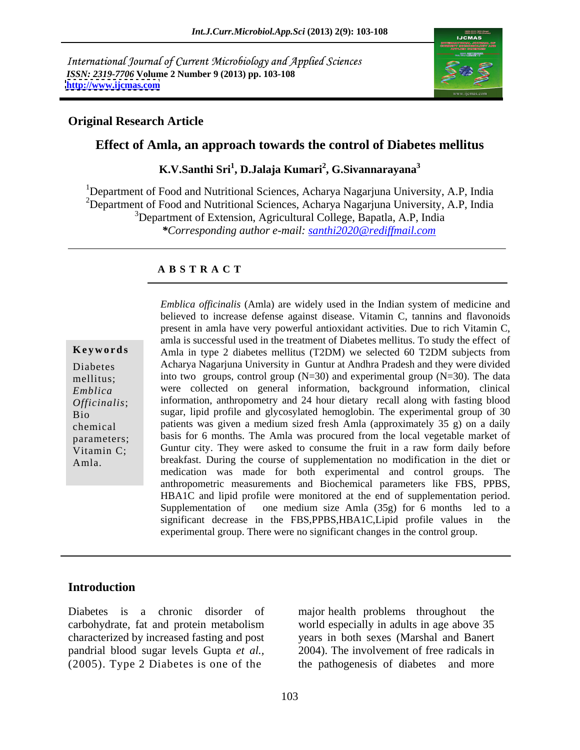International Journal of Current Microbiology and Applied Sciences
*ISSN: 2319-7706* **Volume 2 Number 9 (2013) pp. 103-108**
**http://www.ijcmas.com**

## Original Research Article

# Effect of Amla, an approach towards the control of Diabetes mellitus

**K.V.Santhi Sri[1], D.Jalaja Kumari[2], G.Sivannarayana[3]**

[1]Department of Food and Nutritional Sciences, Acharya Nagarjuna University, A.P, India
[2]Department of Food and Nutritional Sciences, Acharya Nagarjuna University, A.P, India
[3]Department of Extension, Agricultural College, Bapatla, A.P, India
***Corresponding author e-mail:** *santhi2020@rediffmail.com*

### A B S T R A C T

**Keywords**

Diabetes mellitus; *Emblica Officinalis*; Bio chemical parameters; Vitamin C; Amla.

*Emblica officinalis* (Amla) are widely used in the Indian system of medicine and believed to increase defense against disease. Vitamin C, tannins and flavonoids present in amla have very powerful antioxidant activities. Due to rich Vitamin C, amla is successful used in the treatment of Diabetes mellitus. To study the effect of Amla in type 2 diabetes mellitus (T2DM) we selected 60 T2DM subjects from Acharya Nagarjuna University in Guntur at Andhra Pradesh and they were divided into two groups, control group (N=30) and experimental group (N=30). The data were collected on general information, background information, clinical information, anthropometry and 24 hour dietary recall along with fasting blood sugar, lipid profile and glycosylated hemoglobin. The experimental group of 30 patients was given a medium sized fresh Amla (approximately 35 g) on a daily basis for 6 months. The Amla was procured from the local vegetable market of Guntur city. They were asked to consume the fruit in a raw form daily before breakfast. During the course of supplementation no modification in the diet or medication was made for both experimental and control groups. The anthropometric measurements and Biochemical parameters like FBS, PPBS, HBA1C and lipid profile were monitored at the end of supplementation period. Supplementation of one medium size Amla (35g) for 6 months led to a significant decrease in the FBS,PPBS,HBA1C,Lipid profile values in the experimental group. There were no significant changes in the control group.

## Introduction

Diabetes is a chronic disorder of carbohydrate, fat and protein metabolism characterized by increased fasting and post pandrial blood sugar levels Gupta *et al.,* (2005). Type 2 Diabetes is one of the major health problems throughout the world especially in adults in age above 35 years in both sexes (Marshal and Banert 2004). The involvement of free radicals in the pathogenesis of diabetes and more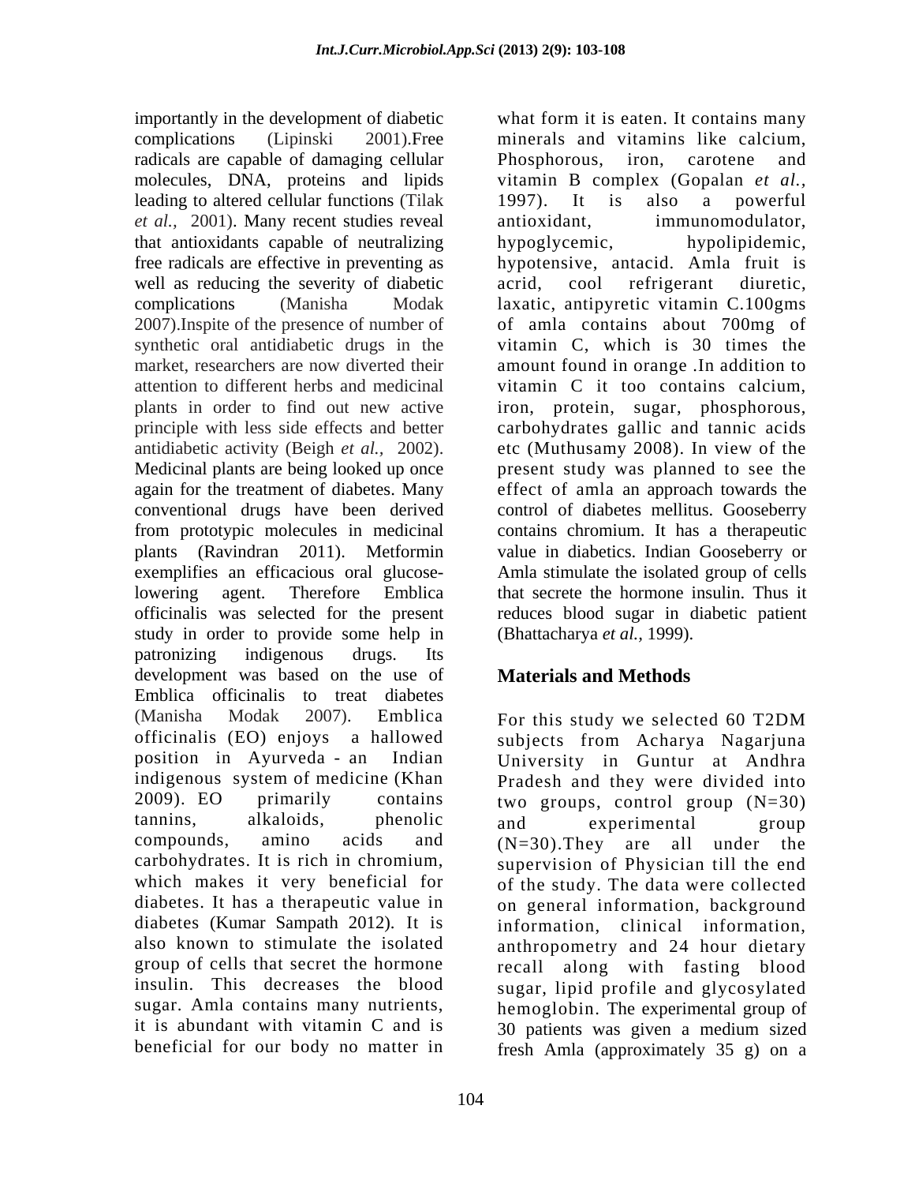importantly in the development of diabetic complications (Lipinski 2001).Free radicals are capable of damaging cellular molecules, DNA, proteins and lipids leading to altered cellular functions (Tilak *et al.,* 2001). Many recent studies reveal that antioxidants capable of neutralizing free radicals are effective in preventing as well as reducing the severity of diabetic complications (Manisha Modak 2007).Inspite of the presence of number of synthetic oral antidiabetic drugs in the market, researchers are now diverted their attention to different herbs and medicinal plants in order to find out new active principle with less side effects and better antidiabetic activity (Beigh *et al.,* 2002). Medicinal plants are being looked up once again for the treatment of diabetes. Many conventional drugs have been derived from prototypic molecules in medicinal plants (Ravindran 2011). Metformin exemplifies an efficacious oral glucose-lowering agent. Therefore Emblica officinalis was selected for the present study in order to provide some help in patronizing indigenous drugs. Its development was based on the use of Emblica officinalis to treat diabetes (Manisha Modak 2007). Emblica officinalis (EO) enjoys a hallowed position in Ayurveda - an Indian indigenous system of medicine (Khan 2009). EO primarily contains tannins, alkaloids, phenolic compounds, amino acids and carbohydrates. It is rich in chromium, which makes it very beneficial for diabetes. It has a therapeutic value in diabetes (Kumar Sampath 2012). It is also known to stimulate the isolated group of cells that secret the hormone insulin. This decreases the blood sugar. Amla contains many nutrients, it is abundant with vitamin C and is beneficial for our body no matter in what form it is eaten. It contains many minerals and vitamins like calcium, Phosphorous, iron, carotene and vitamin B complex (Gopalan *et al.,* 1997). It is also a powerful antioxidant, immunomodulator, hypoglycemic, hypolipidemic, hypotensive, antacid. Amla fruit is acrid, cool refrigerant diuretic, laxatic, antipyretic vitamin C.100gms of amla contains about 700mg of vitamin C, which is 30 times the amount found in orange .In addition to vitamin C it too contains calcium, iron, protein, sugar, phosphorous, carbohydrates gallic and tannic acids etc (Muthusamy 2008). In view of the present study was planned to see the effect of amla an approach towards the control of diabetes mellitus. Gooseberry contains chromium. It has a therapeutic value in diabetics. Indian Gooseberry or Amla stimulate the isolated group of cells that secrete the hormone insulin. Thus it reduces blood sugar in diabetic patient (Bhattacharya *et al.,* 1999).

## Materials and Methods

For this study we selected 60 T2DM subjects from Acharya Nagarjuna University in Guntur at Andhra Pradesh and they were divided into two groups, control group (N=30) and experimental group (N=30).They are all under the supervision of Physician till the end of the study. The data were collected on general information, background information, clinical information, anthropometry and 24 hour dietary recall along with fasting blood sugar, lipid profile and glycosylated hemoglobin. The experimental group of 30 patients was given a medium sized fresh Amla (approximately 35 g) on a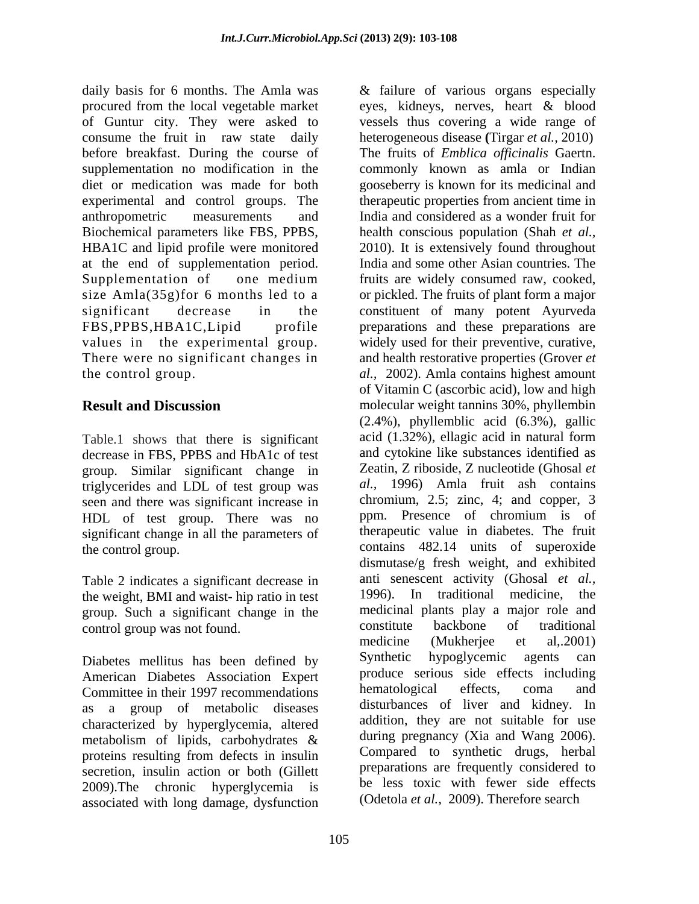daily basis for 6 months. The Amla was procured from the local vegetable market of Guntur city. They were asked to consume the fruit in raw state daily before breakfast. During the course of supplementation no modification in the diet or medication was made for both experimental and control groups. The anthropometric measurements and Biochemical parameters like FBS, PPBS, HBA1C and lipid profile were monitored at the end of supplementation period. Supplementation of one medium size Amla(35g)for 6 months led to a significant decrease in the FBS,PPBS,HBA1C,Lipid profile values in the experimental group. There were no significant changes in the control group.

## Result and Discussion

Table.1 shows that there is significant decrease in FBS, PPBS and HbA1c of test group. Similar significant change in triglycerides and LDL of test group was seen and there was significant increase in HDL of test group. There was no significant change in all the parameters of the control group.

Table 2 indicates a significant decrease in the weight, BMI and waist- hip ratio in test group. Such a significant change in the control group was not found.

Diabetes mellitus has been defined by American Diabetes Association Expert Committee in their 1997 recommendations as a group of metabolic diseases characterized by hyperglycemia, altered metabolism of lipids, carbohydrates & proteins resulting from defects in insulin secretion, insulin action or both (Gillett 2009).The chronic hyperglycemia is associated with long damage, dysfunction & failure of various organs especially eyes, kidneys, nerves, heart & blood vessels thus covering a wide range of heterogeneous disease **(**Tirgar *et al.,* 2010) The fruits of *Emblica officinalis* Gaertn. commonly known as amla or Indian gooseberry is known for its medicinal and therapeutic properties from ancient time in India and considered as a wonder fruit for health conscious population (Shah *et al.,* 2010). It is extensively found throughout India and some other Asian countries. The fruits are widely consumed raw, cooked, or pickled. The fruits of plant form a major constituent of many potent Ayurveda preparations and these preparations are widely used for their preventive, curative, and health restorative properties (Grover *et al.,* 2002). Amla contains highest amount of Vitamin C (ascorbic acid), low and high molecular weight tannins 30%, phyllembin (2.4%), phyllemblic acid (6.3%), gallic acid (1.32%), ellagic acid in natural form and cytokine like substances identified as Zeatin, Z riboside, Z nucleotide (Ghosal *et al.,* 1996) Amla fruit ash contains chromium, 2.5; zinc, 4; and copper, 3 ppm. Presence of chromium is of therapeutic value in diabetes. The fruit contains 482.14 units of superoxide dismutase/g fresh weight, and exhibited anti senescent activity (Ghosal *et al.,* 1996). In traditional medicine, the medicinal plants play a major role and constitute backbone of traditional medicine (Mukherjee et al,.2001) Synthetic hypoglycemic agents can produce serious side effects including hematological effects, coma and disturbances of liver and kidney. In addition, they are not suitable for use during pregnancy (Xia and Wang 2006). Compared to synthetic drugs, herbal preparations are frequently considered to be less toxic with fewer side effects (Odetola *et al.,* 2009). Therefore search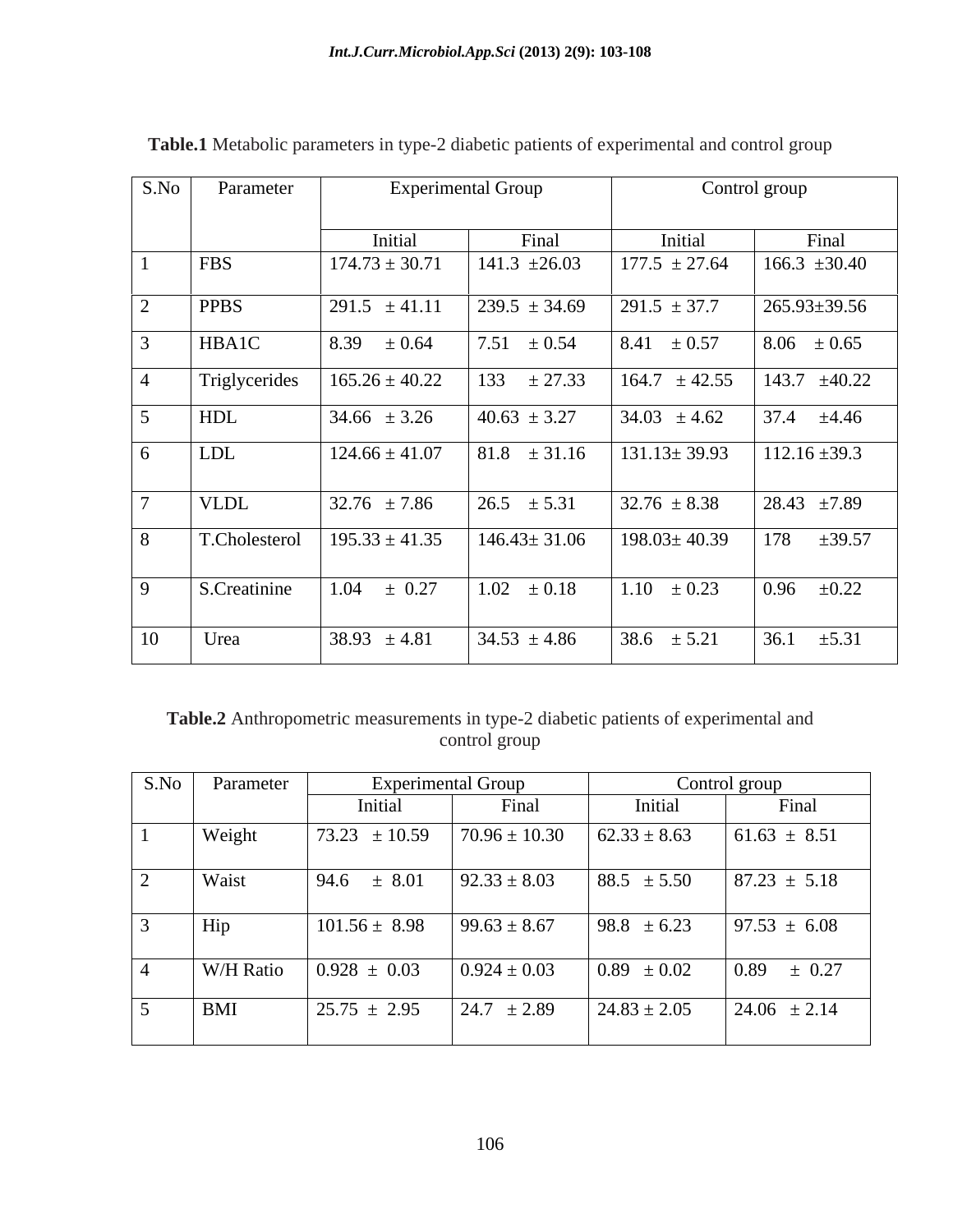**Table.1** Metabolic parameters in type-2 diabetic patients of experimental and control group

| S.No | Parameter | Experimental Group | | Control group | |
|---|---|---|---|---|---|
| | | Initial | Final | Initial | Final |
| 1 | FBS | 174.73 ± 30.71 | 141.3 ±26.03 | 177.5 ± 27.64 | 166.3 ±30.40 |
| 2 | PPBS | 291.5 ± 41.11 | 239.5 ± 34.69 | 291.5 ± 37.7 | 265.93±39.56 |
| 3 | HBA1C | 8.39 ± 0.64 | 7.51 ± 0.54 | 8.41 ± 0.57 | 8.06 ± 0.65 |
| 4 | Triglycerides | 165.26 ± 40.22 | 133 ± 27.33 | 164.7 ± 42.55 | 143.7 ±40.22 |
| 5 | HDL | 34.66 ± 3.26 | 40.63 ± 3.27 | 34.03 ± 4.62 | 37.4 ±4.46 |
| 6 | LDL | 124.66 ± 41.07 | 81.8 ± 31.16 | 131.13± 39.93 | 112.16 ±39.3 |
| 7 | VLDL | 32.76 ± 7.86 | 26.5 ± 5.31 | 32.76 ± 8.38 | 28.43 ±7.89 |
| 8 | T.Cholesterol | 195.33 ± 41.35 | 146.43± 31.06 | 198.03± 40.39 | 178 ±39.57 |
| 9 | S.Creatinine | 1.04 ± 0.27 | 1.02 ± 0.18 | 1.10 ± 0.23 | 0.96 ±0.22 |
| 10 | Urea | 38.93 ± 4.81 | 34.53 ± 4.86 | 38.6 ± 5.21 | 36.1 ±5.31 |

**Table.2** Anthropometric measurements in type-2 diabetic patients of experimental and control group

| S.No | Parameter | Experimental Group | | Control group | |
|---|---|---|---|---|---|
| | | Initial | Final | Initial | Final |
| 1 | Weight | 73.23 ± 10.59 | 70.96 ± 10.30 | 62.33 ± 8.63 | 61.63 ± 8.51 |
| 2 | Waist | 94.6 ± 8.01 | 92.33 ± 8.03 | 88.5 ± 5.50 | 87.23 ± 5.18 |
| 3 | Hip | 101.56 ± 8.98 | 99.63 ± 8.67 | 98.8 ± 6.23 | 97.53 ± 6.08 |
| 4 | W/H Ratio | 0.928 ± 0.03 | 0.924 ± 0.03 | 0.89 ± 0.02 | 0.89 ± 0.27 |
| 5 | BMI | 25.75 ± 2.95 | 24.7 ± 2.89 | 24.83 ± 2.05 | 24.06 ± 2.14 |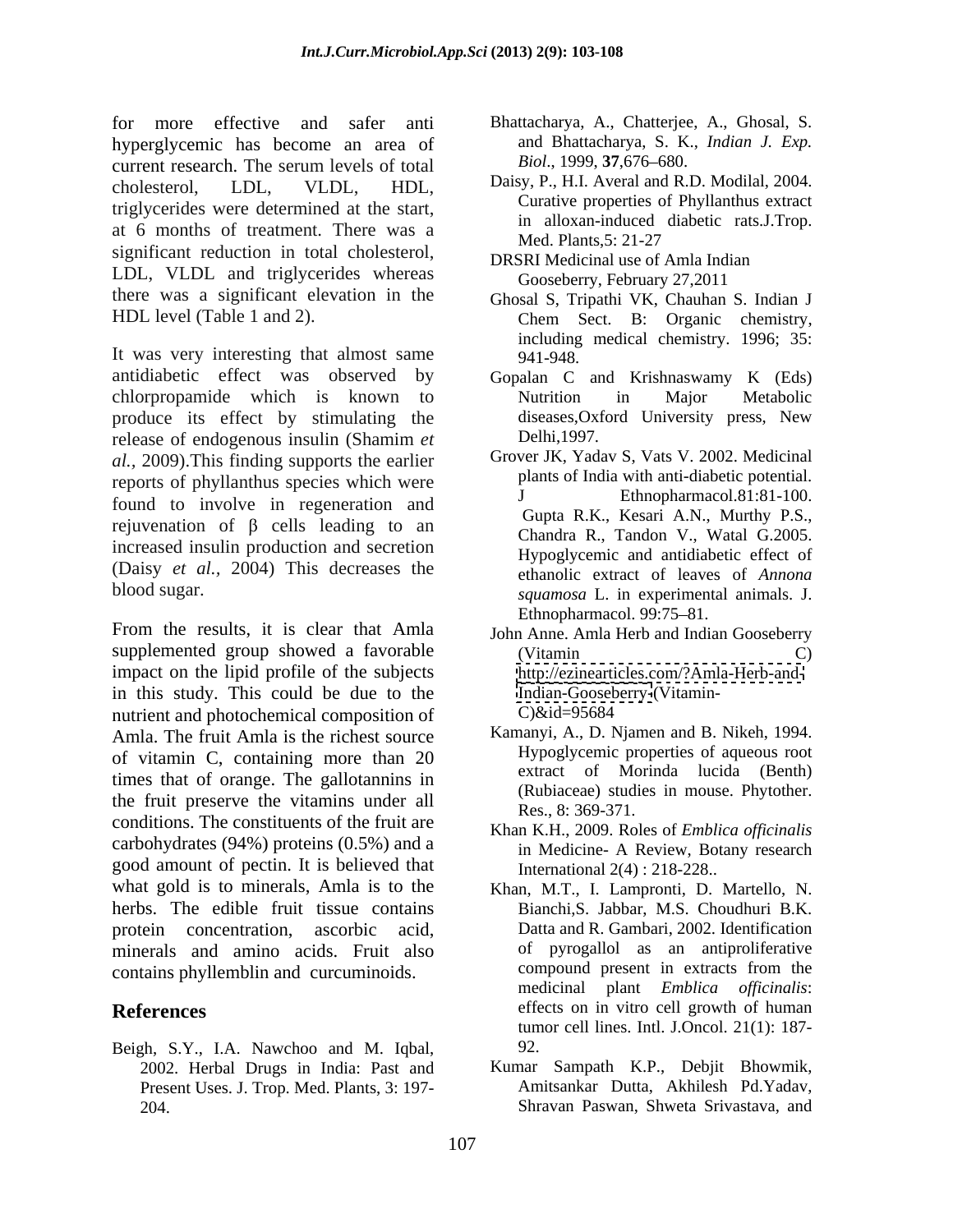for more effective and safer anti hyperglycemic has become an area of current research. The serum levels of total cholesterol, LDL, VLDL, HDL, triglycerides were determined at the start, at 6 months of treatment. There was a significant reduction in total cholesterol, LDL, VLDL and triglycerides whereas there was a significant elevation in the HDL level (Table 1 and 2).

It was very interesting that almost same antidiabetic effect was observed by chlorpropamide which is known to produce its effect by stimulating the release of endogenous insulin (Shamim *et al.,* 2009).This finding supports the earlier reports of phyllanthus species which were found to involve in regeneration and rejuvenation of β cells leading to an increased insulin production and secretion (Daisy *et al.,* 2004) This decreases the blood sugar.

From the results, it is clear that Amla supplemented group showed a favorable impact on the lipid profile of the subjects in this study. This could be due to the nutrient and photochemical composition of Amla. The fruit Amla is the richest source of vitamin C, containing more than 20 times that of orange. The gallotannins in the fruit preserve the vitamins under all conditions. The constituents of the fruit are carbohydrates (94%) proteins (0.5%) and a good amount of pectin. It is believed that what gold is to minerals, Amla is to the herbs. The edible fruit tissue contains protein concentration, ascorbic acid, minerals and amino acids. Fruit also contains phyllemblin and curcuminoids.

## References

Beigh, S.Y., I.A. Nawchoo and M. Iqbal, 2002. Herbal Drugs in India: Past and Present Uses. J. Trop. Med. Plants, 3: 197-204.

Bhattacharya, A., Chatterjee, A., Ghosal, S. and Bhattacharya, S. K., *Indian J. Exp. Biol*., 1999, **37**,676–680.

Daisy, P., H.I. Averal and R.D. Modilal, 2004. Curative properties of Phyllanthus extract in alloxan-induced diabetic rats.J.Trop. Med. Plants,5: 21-27

DRSRI Medicinal use of Amla Indian Gooseberry, February 27,2011

Ghosal S, Tripathi VK, Chauhan S. Indian J Chem Sect. B: Organic chemistry, including medical chemistry. 1996; 35: 941-948.

Gopalan C and Krishnaswamy K (Eds) Nutrition in Major Metabolic diseases,Oxford University press, New Delhi,1997.

Grover JK, Yadav S, Vats V. 2002. Medicinal plants of India with anti-diabetic potential. J Ethnopharmacol.81:81-100.

Gupta R.K., Kesari A.N., Murthy P.S., Chandra R., Tandon V., Watal G.2005. Hypoglycemic and antidiabetic effect of ethanolic extract of leaves of *Annona squamosa* L. in experimental animals. J. Ethnopharmacol. 99:75–81.

John Anne. Amla Herb and Indian Gooseberry (Vitamin C) http://ezinearticles.com/?Amla-Herb-and-Indian-Gooseberry-(Vitamin-C)&id=95684

Kamanyi, A., D. Njamen and B. Nikeh, 1994. Hypoglycemic properties of aqueous root extract of Morinda lucida (Benth) (Rubiaceae) studies in mouse. Phytother. Res., 8: 369-371.

Khan K.H., 2009. Roles of *Emblica officinalis* in Medicine- A Review, Botany research International 2(4) : 218-228..

Khan, M.T., I. Lampronti, D. Martello, N. Bianchi,S. Jabbar, M.S. Choudhuri B.K. Datta and R. Gambari, 2002. Identification of pyrogallol as an antiproliferative compound present in extracts from the medicinal plant *Emblica officinalis*: effects on in vitro cell growth of human tumor cell lines. Intl. J.Oncol. 21(1): 187-92.

Kumar Sampath K.P., Debjit Bhowmik, Amitsankar Dutta, Akhilesh Pd.Yadav, Shravan Paswan, Shweta Srivastava, and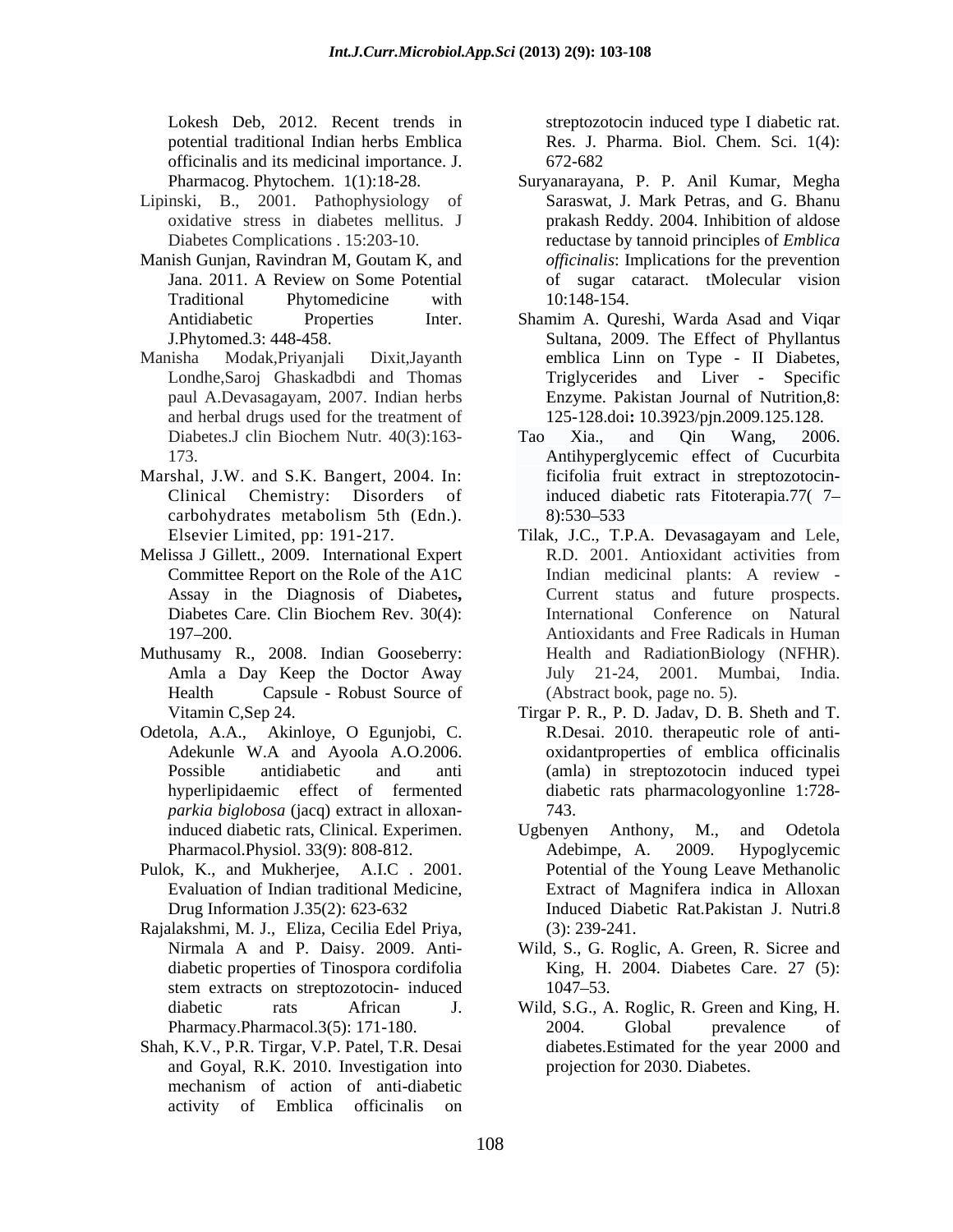Lokesh Deb, 2012. Recent trends in potential traditional Indian herbs Emblica officinalis and its medicinal importance. J. Pharmacog. Phytochem. 1(1):18-28.

Lipinski, B., 2001. Pathophysiology of oxidative stress in diabetes mellitus. J Diabetes Complications . 15:203-10.

Manish Gunjan, Ravindran M, Goutam K, and Jana. 2011. A Review on Some Potential Traditional Phytomedicine with Antidiabetic Properties Inter. J.Phytomed.3: 448-458.

Manisha Modak,Priyanjali Dixit,Jayanth Londhe,Saroj Ghaskadbdi and Thomas paul A.Devasagayam, 2007. Indian herbs and herbal drugs used for the treatment of Diabetes.J clin Biochem Nutr. 40(3):163-173.

Marshal, J.W. and S.K. Bangert, 2004. In: Clinical Chemistry: Disorders of carbohydrates metabolism 5th (Edn.). Elsevier Limited, pp: 191-217.

Melissa J Gillett., 2009. International Expert Committee Report on the Role of the A1C Assay in the Diagnosis of Diabetes**,** Diabetes Care. Clin Biochem Rev. 30(4): 197–200.

Muthusamy R., 2008. Indian Gooseberry: Amla a Day Keep the Doctor Away Health Capsule - Robust Source of Vitamin C,Sep 24.

Odetola, A.A., Akinloye, O Egunjobi, C. Adekunle W.A and Ayoola A.O.2006. Possible antidiabetic and anti hyperlipidaemic effect of fermented *parkia biglobosa* (jacq) extract in alloxan-induced diabetic rats, Clinical. Experimen. Pharmacol.Physiol. 33(9): 808-812.

Pulok, K., and Mukherjee, A.I.C . 2001. Evaluation of Indian traditional Medicine, Drug Information J.35(2): 623-632

Rajalakshmi, M. J., Eliza, Cecilia Edel Priya, Nirmala A and P. Daisy. 2009. Anti-diabetic properties of Tinospora cordifolia stem extracts on streptozotocin- induced diabetic rats African J. Pharmacy.Pharmacol.3(5): 171-180.

Shah, K.V., P.R. Tirgar, V.P. Patel, T.R. Desai and Goyal, R.K. 2010. Investigation into mechanism of action of anti-diabetic activity of Emblica officinalis on streptozotocin induced type I diabetic rat. Res. J. Pharma. Biol. Chem. Sci. 1(4): 672-682

Suryanarayana, P. P. Anil Kumar, Megha Saraswat, J. Mark Petras, and G. Bhanu prakash Reddy. 2004. Inhibition of aldose reductase by tannoid principles of *Emblica officinalis*: Implications for the prevention of sugar cataract. tMolecular vision 10:148-154.

Shamim A. Qureshi, Warda Asad and Viqar Sultana, 2009. The Effect of Phyllantus emblica Linn on Type - II Diabetes, Triglycerides and Liver - Specific Enzyme. Pakistan Journal of Nutrition,8: 125-128.doi**:** 10.3923/pjn.2009.125.128.

Tao Xia., and Qin Wang, 2006. Antihyperglycemic effect of Cucurbita ficifolia fruit extract in streptozotocin-induced diabetic rats Fitoterapia.77( 7–8):530–533

Tilak, J.C., T.P.A. Devasagayam and Lele, R.D. 2001. Antioxidant activities from Indian medicinal plants: A review - Current status and future prospects. International Conference on Natural Antioxidants and Free Radicals in Human Health and RadiationBiology (NFHR). July 21-24, 2001. Mumbai, India. (Abstract book, page no. 5).

Tirgar P. R., P. D. Jadav, D. B. Sheth and T. R.Desai. 2010. therapeutic role of anti-oxidantproperties of emblica officinalis (amla) in streptozotocin induced typei diabetic rats pharmacologyonline 1:728-743.

Ugbenyen Anthony, M., and Odetola Adebimpe, A. 2009. Hypoglycemic Potential of the Young Leave Methanolic Extract of Magnifera indica in Alloxan Induced Diabetic Rat.Pakistan J. Nutri.8 (3): 239-241.

Wild, S., G. Roglic, A. Green, R. Sicree and King, H. 2004. Diabetes Care. 27 (5): 1047–53.

Wild, S.G., A. Roglic, R. Green and King, H. 2004. Global prevalence of diabetes.Estimated for the year 2000 and projection for 2030. Diabetes.